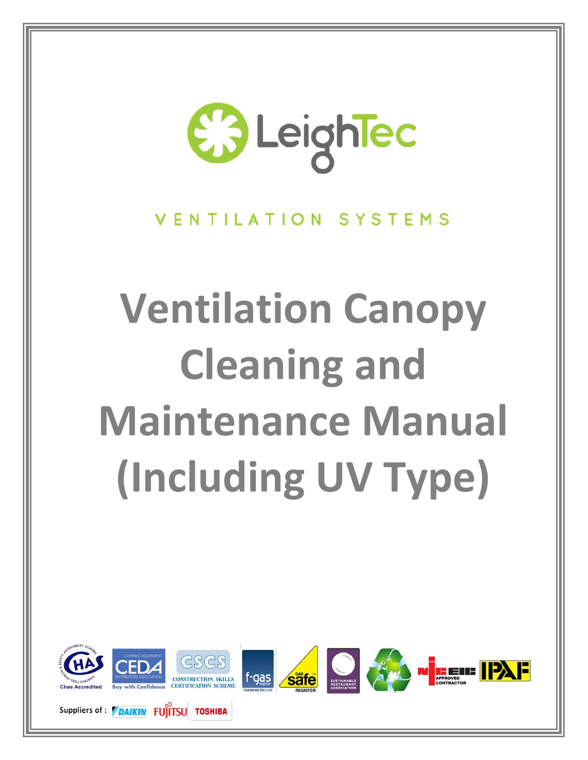LeighTec

VENTILATION SYSTEMS

# Ventilation Canopy Cleaning and Maintenance Manual (Including UV Type)

Suppliers of : DAIKIN FUJITSU TOSHIBA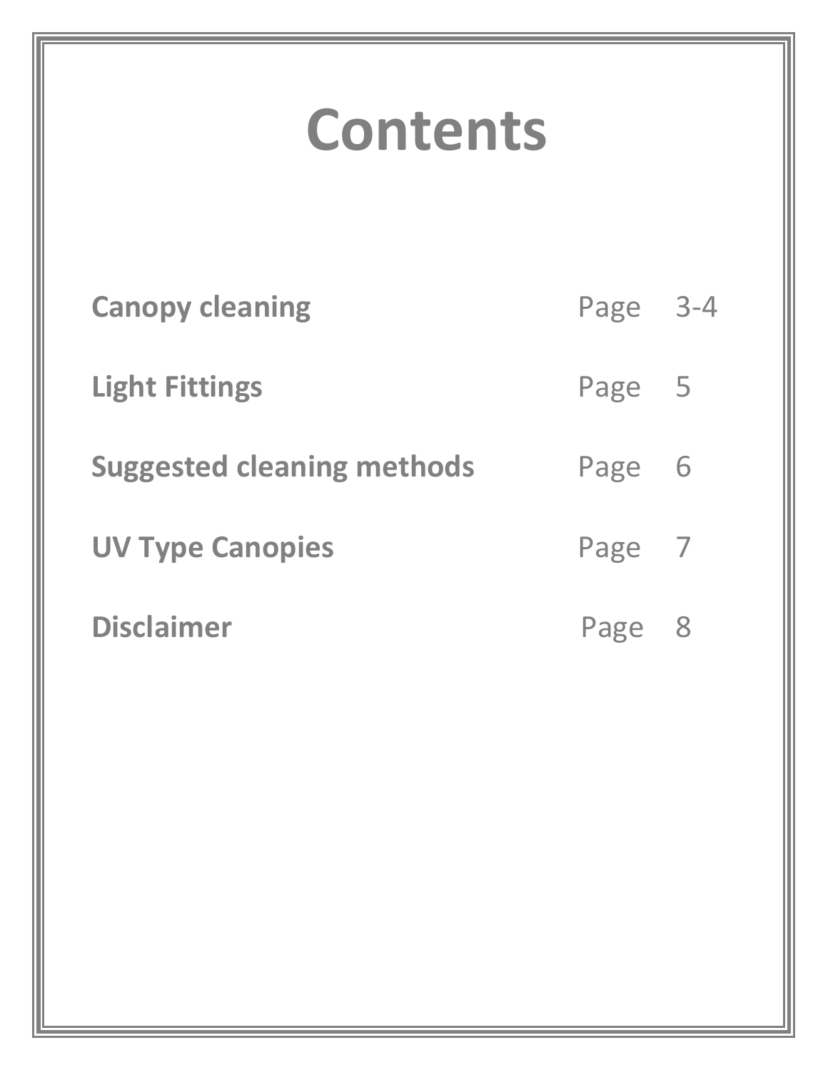# Contents

| | | |
|---|---|---|
| **Canopy cleaning** | Page | 3-4 |
| **Light Fittings** | Page | 5 |
| **Suggested cleaning methods** | Page | 6 |
| **UV Type Canopies** | Page | 7 |
| **Disclaimer** | Page | 8 |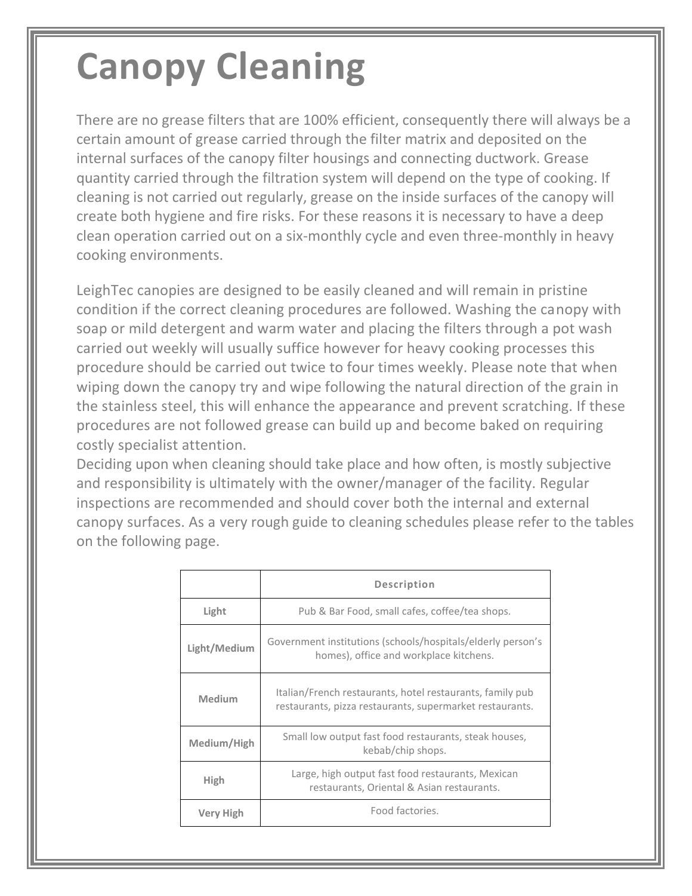# Canopy Cleaning

There are no grease filters that are 100% efficient, consequently there will always be a certain amount of grease carried through the filter matrix and deposited on the internal surfaces of the canopy filter housings and connecting ductwork. Grease quantity carried through the filtration system will depend on the type of cooking. If cleaning is not carried out regularly, grease on the inside surfaces of the canopy will create both hygiene and fire risks. For these reasons it is necessary to have a deep clean operation carried out on a six-monthly cycle and even three-monthly in heavy cooking environments.

LeighTec canopies are designed to be easily cleaned and will remain in pristine condition if the correct cleaning procedures are followed. Washing the canopy with soap or mild detergent and warm water and placing the filters through a pot wash carried out weekly will usually suffice however for heavy cooking processes this procedure should be carried out twice to four times weekly. Please note that when wiping down the canopy try and wipe following the natural direction of the grain in the stainless steel, this will enhance the appearance and prevent scratching. If these procedures are not followed grease can build up and become baked on requiring costly specialist attention.

Deciding upon when cleaning should take place and how often, is mostly subjective and responsibility is ultimately with the owner/manager of the facility. Regular inspections are recommended and should cover both the internal and external canopy surfaces. As a very rough guide to cleaning schedules please refer to the tables on the following page.

| | Description |
|---|---|
| **Light** | Pub & Bar Food, small cafes, coffee/tea shops. |
| **Light/Medium** | Government institutions (schools/hospitals/elderly person's homes), office and workplace kitchens. |
| **Medium** | Italian/French restaurants, hotel restaurants, family pub restaurants, pizza restaurants, supermarket restaurants. |
| **Medium/High** | Small low output fast food restaurants, steak houses, kebab/chip shops. |
| **High** | Large, high output fast food restaurants, Mexican restaurants, Oriental & Asian restaurants. |
| **Very High** | Food factories. |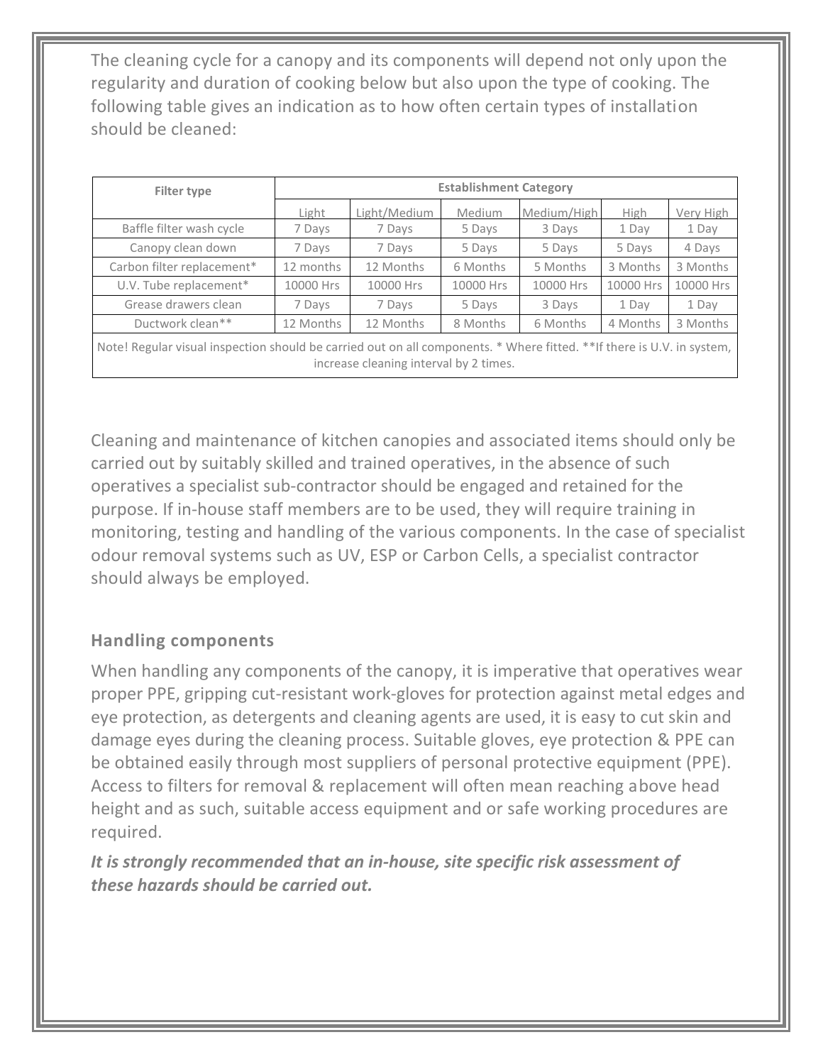The cleaning cycle for a canopy and its components will depend not only upon the regularity and duration of cooking below but also upon the type of cooking. The following table gives an indication as to how often certain types of installation should be cleaned:

| Filter type | Establishment Category | | | | | |
|---|---|---|---|---|---|---|
| | Light | Light/Medium | Medium | Medium/High | High | Very High |
| Baffle filter wash cycle | 7 Days | 7 Days | 5 Days | 3 Days | 1 Day | 1 Day |
| Canopy clean down | 7 Days | 7 Days | 5 Days | 5 Days | 5 Days | 4 Days |
| Carbon filter replacement* | 12 months | 12 Months | 6 Months | 5 Months | 3 Months | 3 Months |
| U.V. Tube replacement* | 10000 Hrs | 10000 Hrs | 10000 Hrs | 10000 Hrs | 10000 Hrs | 10000 Hrs |
| Grease drawers clean | 7 Days | 7 Days | 5 Days | 3 Days | 1 Day | 1 Day |
| Ductwork clean** | 12 Months | 12 Months | 8 Months | 6 Months | 4 Months | 3 Months |
| Note! Regular visual inspection should be carried out on all components. * Where fitted. **If there is U.V. in system, increase cleaning interval by 2 times. | | | | | | |

Cleaning and maintenance of kitchen canopies and associated items should only be carried out by suitably skilled and trained operatives, in the absence of such operatives a specialist sub-contractor should be engaged and retained for the purpose. If in-house staff members are to be used, they will require training in monitoring, testing and handling of the various components. In the case of specialist odour removal systems such as UV, ESP or Carbon Cells, a specialist contractor should always be employed.

### Handling components

When handling any components of the canopy, it is imperative that operatives wear proper PPE, gripping cut-resistant work-gloves for protection against metal edges and eye protection, as detergents and cleaning agents are used, it is easy to cut skin and damage eyes during the cleaning process. Suitable gloves, eye protection & PPE can be obtained easily through most suppliers of personal protective equipment (PPE). Access to filters for removal & replacement will often mean reaching above head height and as such, suitable access equipment and or safe working procedures are required.

***It is strongly recommended that an in-house, site specific risk assessment of these hazards should be carried out.***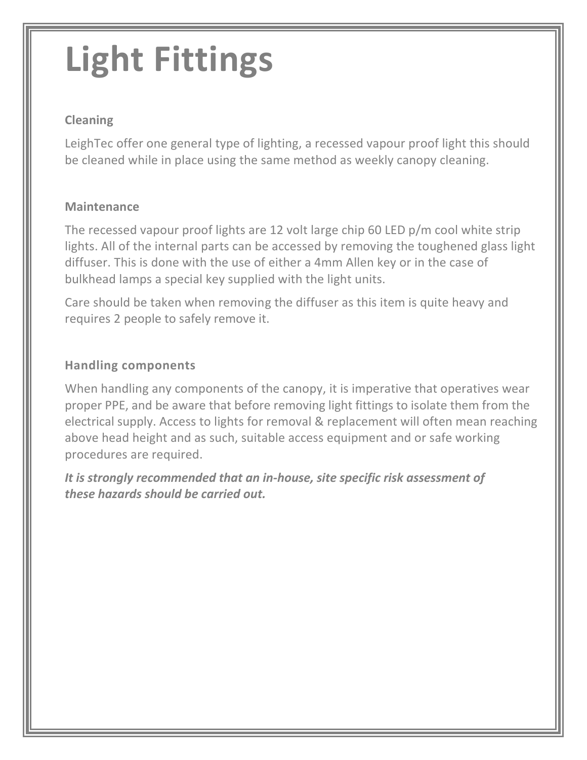# Light Fittings

### Cleaning

LeighTec offer one general type of lighting, a recessed vapour proof light this should be cleaned while in place using the same method as weekly canopy cleaning.

### Maintenance

The recessed vapour proof lights are 12 volt large chip 60 LED p/m cool white strip lights. All of the internal parts can be accessed by removing the toughened glass light diffuser. This is done with the use of either a 4mm Allen key or in the case of bulkhead lamps a special key supplied with the light units.

Care should be taken when removing the diffuser as this item is quite heavy and requires 2 people to safely remove it.

### Handling components

When handling any components of the canopy, it is imperative that operatives wear proper PPE, and be aware that before removing light fittings to isolate them from the electrical supply. Access to lights for removal & replacement will often mean reaching above head height and as such, suitable access equipment and or safe working procedures are required.

***It is strongly recommended that an in-house, site specific risk assessment of these hazards should be carried out.***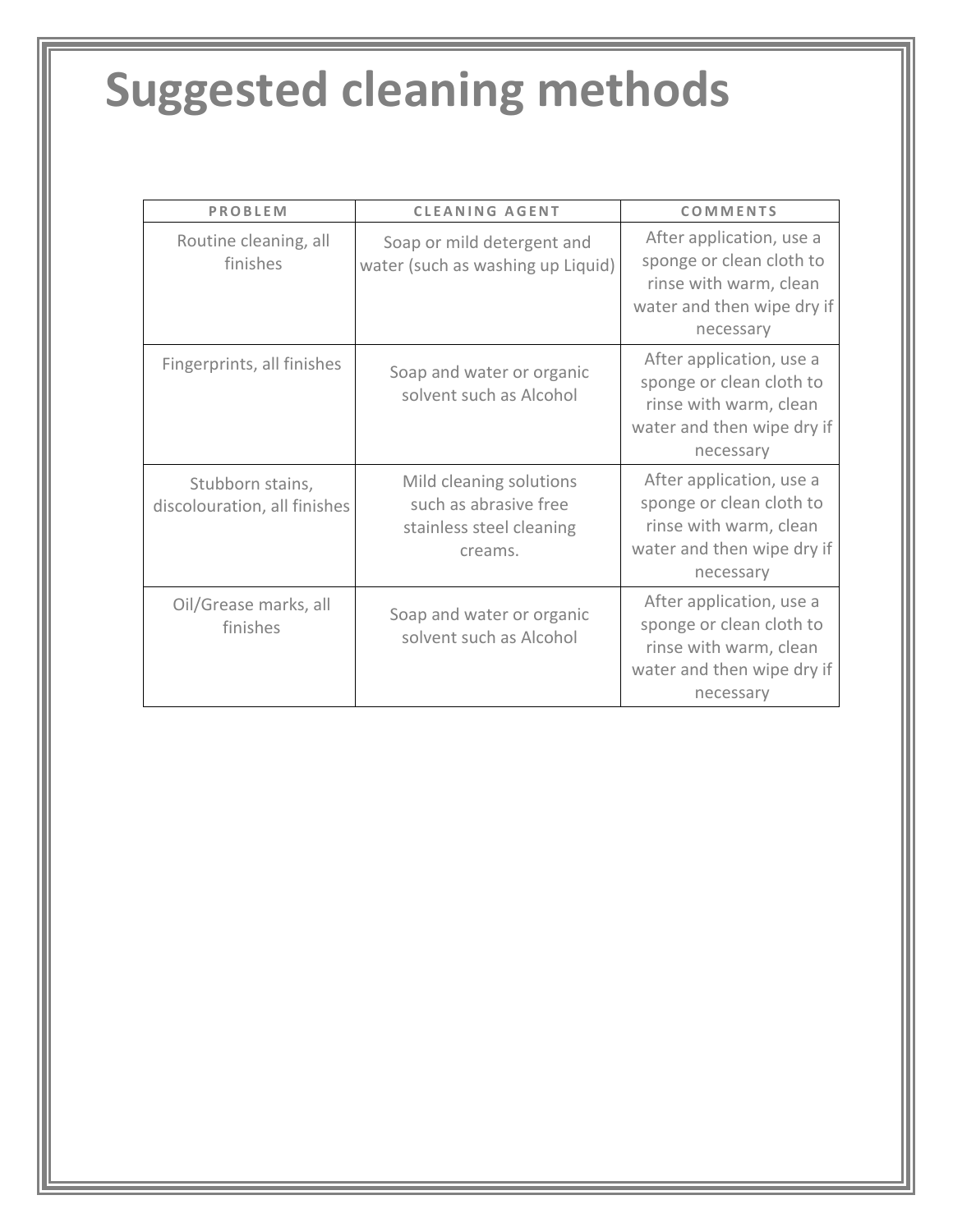# Suggested cleaning methods

| PROBLEM | CLEANING AGENT | COMMENTS |
| --- | --- | --- |
| Routine cleaning, all finishes | Soap or mild detergent and water (such as washing up Liquid) | After application, use a sponge or clean cloth to rinse with warm, clean water and then wipe dry if necessary |
| Fingerprints, all finishes | Soap and water or organic solvent such as Alcohol | After application, use a sponge or clean cloth to rinse with warm, clean water and then wipe dry if necessary |
| Stubborn stains, discolouration, all finishes | Mild cleaning solutions such as abrasive free stainless steel cleaning creams. | After application, use a sponge or clean cloth to rinse with warm, clean water and then wipe dry if necessary |
| Oil/Grease marks, all finishes | Soap and water or organic solvent such as Alcohol | After application, use a sponge or clean cloth to rinse with warm, clean water and then wipe dry if necessary |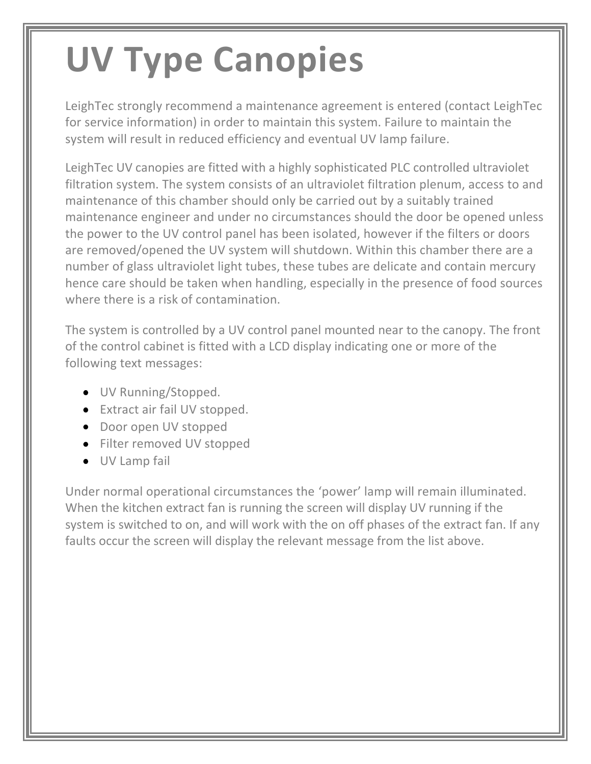# UV Type Canopies

LeighTec strongly recommend a maintenance agreement is entered (contact LeighTec for service information) in order to maintain this system. Failure to maintain the system will result in reduced efficiency and eventual UV lamp failure.

LeighTec UV canopies are fitted with a highly sophisticated PLC controlled ultraviolet filtration system. The system consists of an ultraviolet filtration plenum, access to and maintenance of this chamber should only be carried out by a suitably trained maintenance engineer and under no circumstances should the door be opened unless the power to the UV control panel has been isolated, however if the filters or doors are removed/opened the UV system will shutdown. Within this chamber there are a number of glass ultraviolet light tubes, these tubes are delicate and contain mercury hence care should be taken when handling, especially in the presence of food sources where there is a risk of contamination.

The system is controlled by a UV control panel mounted near to the canopy. The front of the control cabinet is fitted with a LCD display indicating one or more of the following text messages:

- UV Running/Stopped.
- Extract air fail UV stopped.
- Door open UV stopped
- Filter removed UV stopped
- UV Lamp fail

Under normal operational circumstances the 'power' lamp will remain illuminated. When the kitchen extract fan is running the screen will display UV running if the system is switched to on, and will work with the on off phases of the extract fan. If any faults occur the screen will display the relevant message from the list above.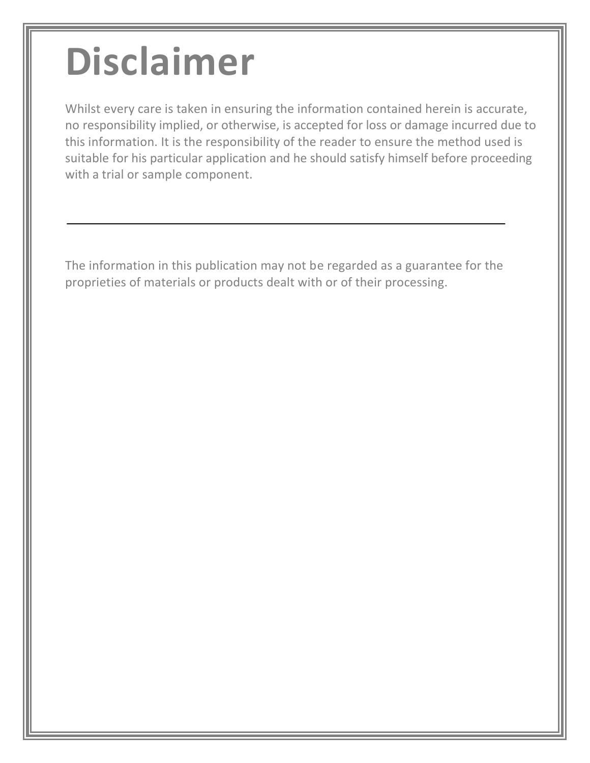# Disclaimer

Whilst every care is taken in ensuring the information contained herein is accurate, no responsibility implied, or otherwise, is accepted for loss or damage incurred due to this information. It is the responsibility of the reader to ensure the method used is suitable for his particular application and he should satisfy himself before proceeding with a trial or sample component.

---

The information in this publication may not be regarded as a guarantee for the proprieties of materials or products dealt with or of their processing.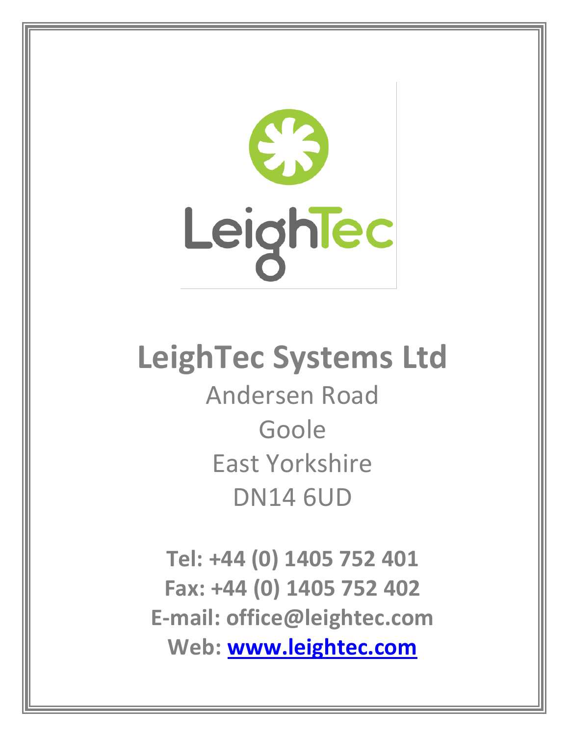LeighTec

# LeighTec Systems Ltd

Andersen Road

Goole

East Yorkshire

DN14 6UD

**Tel: +44 (0) 1405 752 401**
**Fax: +44 (0) 1405 752 402**
**E-mail: office@leightec.com**
**Web: www.leightec.com**